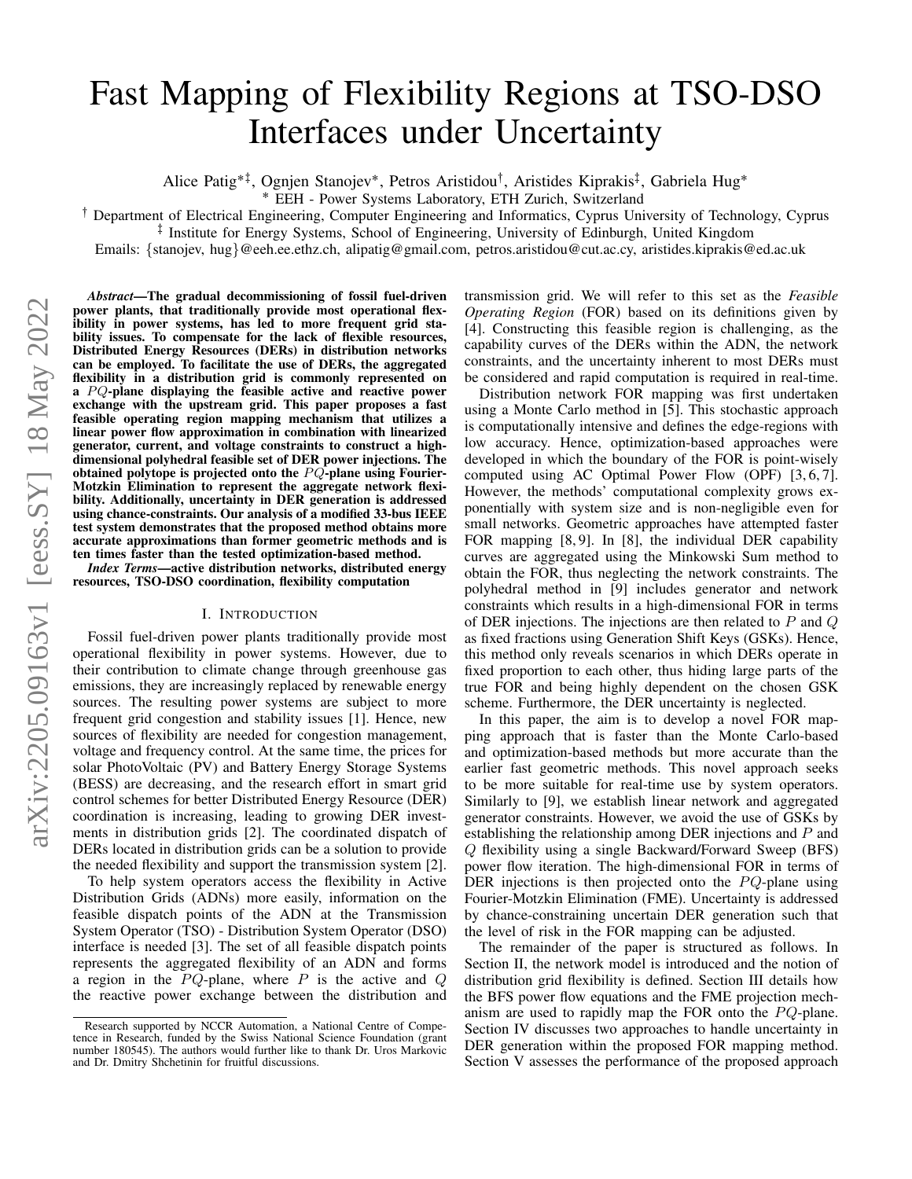# Fast Mapping of Flexibility Regions at TSO-DSO Interfaces under Uncertainty

Alice Patig*‡, Ognjen Stanojev*, Petros Aristidou†, Aristides Kiprakis‡, Gabriela Hug*

* EEH - Power Systems Laboratory, ETH Zurich, Switzerland

† Department of Electrical Engineering, Computer Engineering and Informatics, Cyprus University of Technology, Cyprus

‡ Institute for Energy Systems, School of Engineering, University of Edinburgh, United Kingdom

Emails: {stanojev, hug}@eeh.ee.ethz.ch, alipatig@gmail.com, petros.aristidou@cut.ac.cy, aristides.kiprakis@ed.ac.uk

***Abstract*—The gradual decommissioning of fossil fuel-driven power plants, that traditionally provide most operational flexibility in power systems, has led to more frequent grid stability issues. To compensate for the lack of flexible resources, Distributed Energy Resources (DERs) in distribution networks can be employed. To facilitate the use of DERs, the aggregated flexibility in a distribution grid is commonly represented on a $PQ$-plane displaying the feasible active and reactive power exchange with the upstream grid. This paper proposes a fast feasible operating region mapping mechanism that utilizes a linear power flow approximation in combination with linearized generator, current, and voltage constraints to construct a high-dimensional polyhedral feasible set of DER power injections. The obtained polytope is projected onto the $PQ$-plane using Fourier-Motzkin Elimination to represent the aggregate network flexibility. Additionally, uncertainty in DER generation is addressed using chance-constraints. Our analysis of a modified 33-bus IEEE test system demonstrates that the proposed method obtains more accurate approximations than former geometric methods and is ten times faster than the tested optimization-based method.**

***Index Terms*—active distribution networks, distributed energy resources, TSO-DSO coordination, flexibility computation**

## I. Introduction

Fossil fuel-driven power plants traditionally provide most operational flexibility in power systems. However, due to their contribution to climate change through greenhouse gas emissions, they are increasingly replaced by renewable energy sources. The resulting power systems are subject to more frequent grid congestion and stability issues [1]. Hence, new sources of flexibility are needed for congestion management, voltage and frequency control. At the same time, the prices for solar PhotoVoltaic (PV) and Battery Energy Storage Systems (BESS) are decreasing, and the research effort in smart grid control schemes for better Distributed Energy Resource (DER) coordination is increasing, leading to growing DER investments in distribution grids [2]. The coordinated dispatch of DERs located in distribution grids can be a solution to provide the needed flexibility and support the transmission system [2].

To help system operators access the flexibility in Active Distribution Grids (ADNs) more easily, information on the feasible dispatch points of the ADN at the Transmission System Operator (TSO) - Distribution System Operator (DSO) interface is needed [3]. The set of all feasible dispatch points represents the aggregated flexibility of an ADN and forms a region in the $PQ$-plane, where $P$ is the active and $Q$ the reactive power exchange between the distribution and transmission grid. We will refer to this set as the *Feasible Operating Region* (FOR) based on its definitions given by [4]. Constructing this feasible region is challenging, as the capability curves of the DERs within the ADN, the network constraints, and the uncertainty inherent to most DERs must be considered and rapid computation is required in real-time.

Distribution network FOR mapping was first undertaken using a Monte Carlo method in [5]. This stochastic approach is computationally intensive and defines the edge-regions with low accuracy. Hence, optimization-based approaches were developed in which the boundary of the FOR is point-wisely computed using AC Optimal Power Flow (OPF) [3, 6, 7]. However, the methods' computational complexity grows exponentially with system size and is non-negligible even for small networks. Geometric approaches have attempted faster FOR mapping [8, 9]. In [8], the individual DER capability curves are aggregated using the Minkowski Sum method to obtain the FOR, thus neglecting the network constraints. The polyhedral method in [9] includes generator and network constraints which results in a high-dimensional FOR in terms of DER injections. The injections are then related to $P$ and $Q$ as fixed fractions using Generation Shift Keys (GSKs). Hence, this method only reveals scenarios in which DERs operate in fixed proportion to each other, thus hiding large parts of the true FOR and being highly dependent on the chosen GSK scheme. Furthermore, the DER uncertainty is neglected.

In this paper, the aim is to develop a novel FOR mapping approach that is faster than the Monte Carlo-based and optimization-based methods but more accurate than the earlier fast geometric methods. This novel approach seeks to be more suitable for real-time use by system operators. Similarly to [9], we establish linear network and aggregated generator constraints. However, we avoid the use of GSKs by establishing the relationship among DER injections and $P$ and $Q$ flexibility using a single Backward/Forward Sweep (BFS) power flow iteration. The high-dimensional FOR in terms of DER injections is then projected onto the $PQ$-plane using Fourier-Motzkin Elimination (FME). Uncertainty is addressed by chance-constraining uncertain DER generation such that the level of risk in the FOR mapping can be adjusted.

The remainder of the paper is structured as follows. In Section II, the network model is introduced and the notion of distribution grid flexibility is defined. Section III details how the BFS power flow equations and the FME projection mechanism are used to rapidly map the FOR onto the $PQ$-plane. Section IV discusses two approaches to handle uncertainty in DER generation within the proposed FOR mapping method. Section V assesses the performance of the proposed approach

Research supported by NCCR Automation, a National Centre of Competence in Research, funded by the Swiss National Science Foundation (grant number 180545). The authors would further like to thank Dr. Uros Markovic and Dr. Dmitry Shchetinin for fruitful discussions.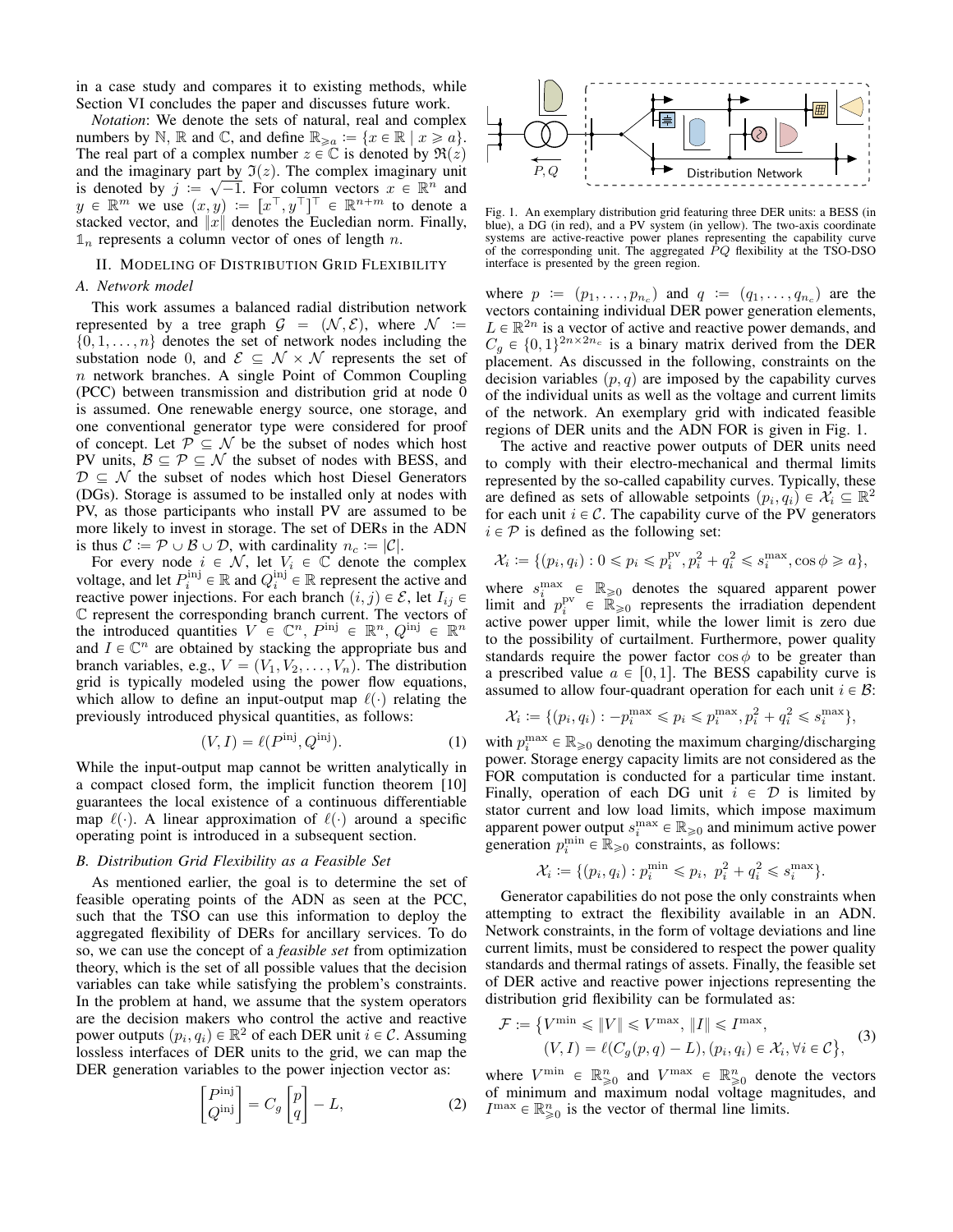in a case study and compares it to existing methods, while Section VI concludes the paper and discusses future work.

*Notation*: We denote the sets of natural, real and complex numbers by $\mathbb{N}$, $\mathbb{R}$ and $\mathbb{C}$, and define $\mathbb{R}_{\geqslant a} := \{x \in \mathbb{R} \mid x \geqslant a\}$. The real part of a complex number $z \in \mathbb{C}$ is denoted by $\Re(z)$ and the imaginary part by $\Im(z)$. The complex imaginary unit is denoted by $j := \sqrt{-1}$. For column vectors $x \in \mathbb{R}^n$ and $y \in \mathbb{R}^m$ we use $(x, y) := [x^\top, y^\top]^\top \in \mathbb{R}^{n+m}$ to denote a stacked vector, and $\|x\|$ denotes the Eucledian norm. Finally, $\mathbb{1}_n$ represents a column vector of ones of length $n$.

## II. Modeling of Distribution Grid Flexibility

### A. Network model

This work assumes a balanced radial distribution network represented by a tree graph $\mathcal{G} = (\mathcal{N}, \mathcal{E})$, where $\mathcal{N} := \{0, 1, \ldots, n\}$ denotes the set of network nodes including the substation node 0, and $\mathcal{E} \subseteq \mathcal{N} \times \mathcal{N}$ represents the set of $n$ network branches. A single Point of Common Coupling (PCC) between transmission and distribution grid at node 0 is assumed. One renewable energy source, one storage, and one conventional generator type were considered for proof of concept. Let $\mathcal{P} \subseteq \mathcal{N}$ be the subset of nodes which host PV units, $\mathcal{B} \subseteq \mathcal{P} \subseteq \mathcal{N}$ the subset of nodes with BESS, and $\mathcal{D} \subseteq \mathcal{N}$ the subset of nodes which host Diesel Generators (DGs). Storage is assumed to be installed only at nodes with PV, as those participants who install PV are assumed to be more likely to invest in storage. The set of DERs in the ADN is thus $\mathcal{C} := \mathcal{P} \cup \mathcal{B} \cup \mathcal{D}$, with cardinality $n_c := |\mathcal{C}|$.

For every node $i \in \mathcal{N}$, let $V_i \in \mathbb{C}$ denote the complex voltage, and let $P_i^{\text{inj}} \in \mathbb{R}$ and $Q_i^{\text{inj}} \in \mathbb{R}$ represent the active and reactive power injections. For each branch $(i, j) \in \mathcal{E}$, let $I_{ij} \in \mathbb{C}$ represent the corresponding branch current. The vectors of the introduced quantities $V \in \mathbb{C}^n$, $P^{\text{inj}} \in \mathbb{R}^n$, $Q^{\text{inj}} \in \mathbb{R}^n$ and $I \in \mathbb{C}^n$ are obtained by stacking the appropriate bus and branch variables, e.g., $V = (V_1, V_2, \ldots, V_n)$. The distribution grid is typically modeled using the power flow equations, which allow to define an input-output map $\ell(\cdot)$ relating the previously introduced physical quantities, as follows:

$$(V, I) = \ell(P^{\text{inj}}, Q^{\text{inj}}). \tag{1}$$

While the input-output map cannot be written analytically in a compact closed form, the implicit function theorem [10] guarantees the local existence of a continuous differentiable map $\ell(\cdot)$. A linear approximation of $\ell(\cdot)$ around a specific operating point is introduced in a subsequent section.

### B. Distribution Grid Flexibility as a Feasible Set

As mentioned earlier, the goal is to determine the set of feasible operating points of the ADN as seen at the PCC, such that the TSO can use this information to deploy the aggregated flexibility of DERs for ancillary services. To do so, we can use the concept of a *feasible set* from optimization theory, which is the set of all possible values that the decision variables can take while satisfying the problem's constraints. In the problem at hand, we assume that the system operators are the decision makers who control the active and reactive power outputs $(p_i, q_i) \in \mathbb{R}^2$ of each DER unit $i \in \mathcal{C}$. Assuming lossless interfaces of DER units to the grid, we can map the DER generation variables to the power injection vector as:

$$\begin{bmatrix} P^{\text{inj}} \\ Q^{\text{inj}} \end{bmatrix} = C_g \begin{bmatrix} p \\ q \end{bmatrix} - L, \tag{2}$$

Fig. 1. An exemplary distribution grid featuring three DER units: a BESS (in blue), a DG (in red), and a PV system (in yellow). The two-axis coordinate systems are active-reactive power planes representing the capability curve of the corresponding unit. The aggregated $PQ$ flexibility at the TSO-DSO interface is presented by the green region.

where $p := (p_1, \ldots, p_{n_c})$ and $q := (q_1, \ldots, q_{n_c})$ are the vectors containing individual DER power generation elements, $L \in \mathbb{R}^{2n}$ is a vector of active and reactive power demands, and $C_g \in \{0, 1\}^{2n \times 2n_c}$ is a binary matrix derived from the DER placement. As discussed in the following, constraints on the decision variables $(p, q)$ are imposed by the capability curves of the individual units as well as the voltage and current limits of the network. An exemplary grid with indicated feasible regions of DER units and the ADN FOR is given in Fig. 1.

The active and reactive power outputs of DER units need to comply with their electro-mechanical and thermal limits represented by the so-called capability curves. Typically, these are defined as sets of allowable setpoints $(p_i, q_i) \in \mathcal{X}_i \subseteq \mathbb{R}^2$ for each unit $i \in \mathcal{C}$. The capability curve of the PV generators $i \in \mathcal{P}$ is defined as the following set:

$$\mathcal{X}_i := \{(p_i, q_i) : 0 \leqslant p_i \leqslant p_i^{\text{pv}}, p_i^2 + q_i^2 \leqslant s_i^{\max}, \cos\phi \geqslant a\},$$

where $s_i^{\max} \in \mathbb{R}_{\geqslant 0}$ denotes the squared apparent power limit and $p_i^{\text{pv}} \in \mathbb{R}_{\geqslant 0}$ represents the irradiation dependent active power upper limit, while the lower limit is zero due to the possibility of curtailment. Furthermore, power quality standards require the power factor $\cos\phi$ to be greater than a prescribed value $a \in [0, 1]$. The BESS capability curve is assumed to allow four-quadrant operation for each unit $i \in \mathcal{B}$:

$$\mathcal{X}_i := \{(p_i, q_i) : -p_i^{\max} \leqslant p_i \leqslant p_i^{\max}, p_i^2 + q_i^2 \leqslant s_i^{\max}\},$$

with $p_i^{\max} \in \mathbb{R}_{\geqslant 0}$ denoting the maximum charging/discharging power. Storage energy capacity limits are not considered as the FOR computation is conducted for a particular time instant. Finally, operation of each DG unit $i \in \mathcal{D}$ is limited by stator current and low load limits, which impose maximum apparent power output $s_i^{\max} \in \mathbb{R}_{\geqslant 0}$ and minimum active power generation $p_i^{\min} \in \mathbb{R}_{\geqslant 0}$ constraints, as follows:

$$\mathcal{X}_i := \{(p_i, q_i) : p_i^{\min} \leqslant p_i, \; p_i^2 + q_i^2 \leqslant s_i^{\max}\}.$$

Generator capabilities do not pose the only constraints when attempting to extract the flexibility available in an ADN. Network constraints, in the form of voltage deviations and line current limits, must be considered to respect the power quality standards and thermal ratings of assets. Finally, the feasible set of DER active and reactive power injections representing the distribution grid flexibility can be formulated as:

$$\begin{aligned} \mathcal{F} := \big\{ & V^{\min} \leqslant \|V\| \leqslant V^{\max}, \, \|I\| \leqslant I^{\max}, \\ & (V, I) = \ell(C_g(p, q) - L), (p_i, q_i) \in \mathcal{X}_i, \forall i \in \mathcal{C} \big\}, \end{aligned} \tag{3}$$

where $V^{\min} \in \mathbb{R}_{\geqslant 0}^n$ and $V^{\max} \in \mathbb{R}_{\geqslant 0}^n$ denote the vectors of minimum and maximum nodal voltage magnitudes, and $I^{\max} \in \mathbb{R}_{\geqslant 0}^n$ is the vector of thermal line limits.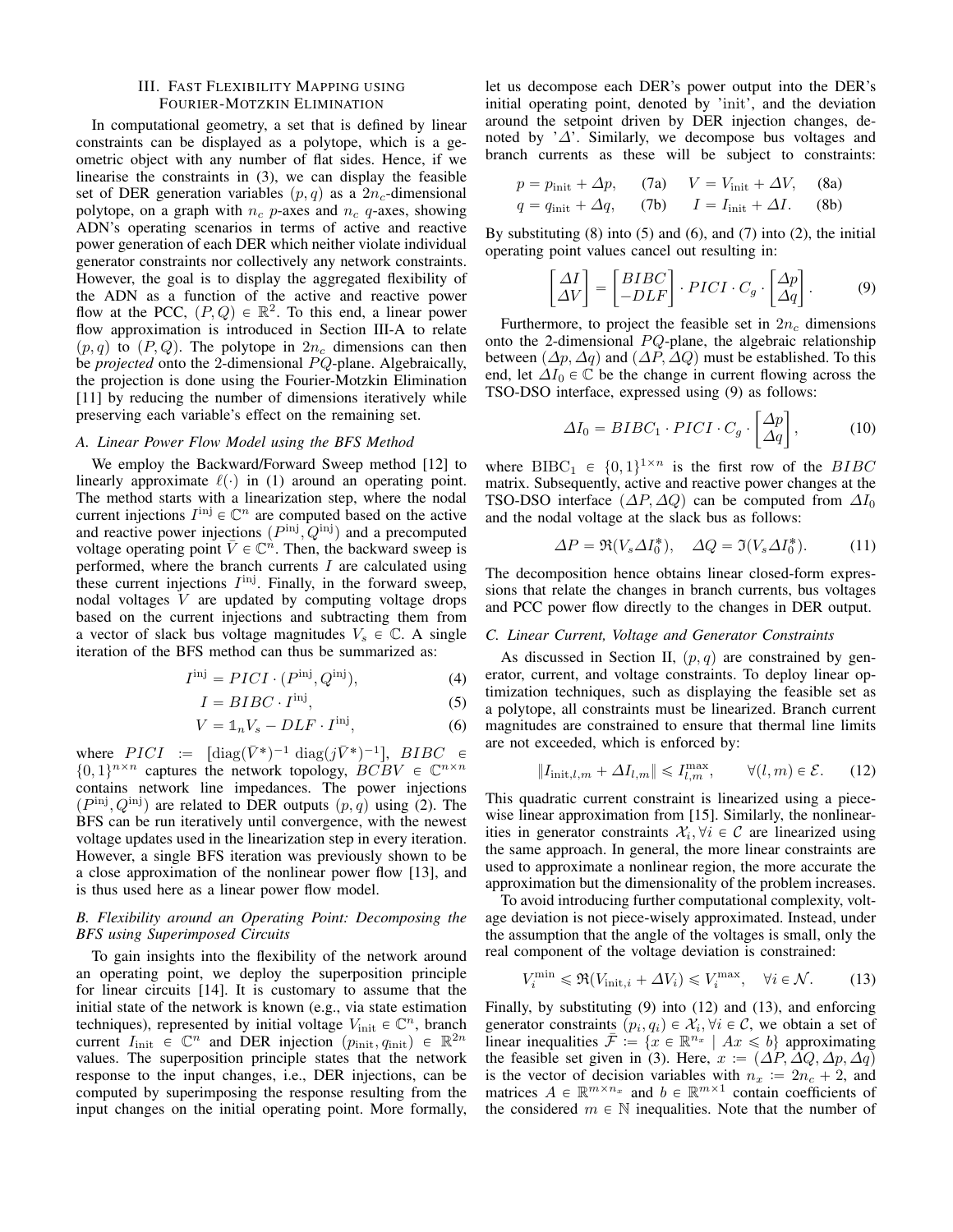## III. Fast Flexibility Mapping using Fourier-Motzkin Elimination

In computational geometry, a set that is defined by linear constraints can be displayed as a polytope, which is a geometric object with any number of flat sides. Hence, if we linearise the constraints in (3), we can display the feasible set of DER generation variables $(p, q)$ as a $2n_c$-dimensional polytope, on a graph with $n_c$ $p$-axes and $n_c$ $q$-axes, showing ADN's operating scenarios in terms of active and reactive power generation of each DER which neither violate individual generator constraints nor collectively any network constraints. However, the goal is to display the aggregated flexibility of the ADN as a function of the active and reactive power flow at the PCC, $(P, Q) \in \mathbb{R}^2$. To this end, a linear power flow approximation is introduced in Section III-A to relate $(p, q)$ to $(P, Q)$. The polytope in $2n_c$ dimensions can then be *projected* onto the 2-dimensional $PQ$-plane. Algebraically, the projection is done using the Fourier-Motzkin Elimination [11] by reducing the number of dimensions iteratively while preserving each variable's effect on the remaining set.

### A. Linear Power Flow Model using the BFS Method

We employ the Backward/Forward Sweep method [12] to linearly approximate $\ell(\cdot)$ in (1) around an operating point. The method starts with a linearization step, where the nodal current injections $I^{\text{inj}} \in \mathbb{C}^n$ are computed based on the active and reactive power injections $(P^{\text{inj}}, Q^{\text{inj}})$ and a precomputed voltage operating point $\bar{V} \in \mathbb{C}^n$. Then, the backward sweep is performed, where the branch currents $I$ are calculated using these current injections $I^{\text{inj}}$. Finally, in the forward sweep, nodal voltages $V$ are updated by computing voltage drops based on the current injections and subtracting them from a vector of slack bus voltage magnitudes $V_s \in \mathbb{C}$. A single iteration of the BFS method can thus be summarized as:

$$I^{\text{inj}} = PICI \cdot (P^{\text{inj}}, Q^{\text{inj}}), \tag{4}$$

$$I = BIBC \cdot I^{\text{inj}}, \tag{5}$$

$$V = \mathbb{1}_n V_s - DLF \cdot I^{\text{inj}}, \tag{6}$$

where $PICI := [\text{diag}(\bar{V}^*)^{-1} \; \text{diag}(j\bar{V}^*)^{-1}]$, $BIBC \in \{0,1\}^{n \times n}$ captures the network topology, $BCBV \in \mathbb{C}^{n \times n}$ contains network line impedances. The power injections $(P^{\text{inj}}, Q^{\text{inj}})$ are related to DER outputs $(p, q)$ using (2). The BFS can be run iteratively until convergence, with the newest voltage updates used in the linearization step in every iteration. However, a single BFS iteration was previously shown to be a close approximation of the nonlinear power flow [13], and is thus used here as a linear power flow model.

### B. Flexibility around an Operating Point: Decomposing the BFS using Superimposed Circuits

To gain insights into the flexibility of the network around an operating point, we deploy the superposition principle for linear circuits [14]. It is customary to assume that the initial state of the network is known (e.g., via state estimation techniques), represented by initial voltage $V_{\text{init}} \in \mathbb{C}^n$, branch current $I_{\text{init}} \in \mathbb{C}^n$ and DER injection $(p_{\text{init}}, q_{\text{init}}) \in \mathbb{R}^{2n}$ values. The superposition principle states that the network response to the input changes, i.e., DER injections, can be computed by superimposing the response resulting from the input changes on the initial operating point. More formally, let us decompose each DER's power output into the DER's initial operating point, denoted by 'init', and the deviation around the setpoint driven by DER injection changes, denoted by '$\Delta$'. Similarly, we decompose bus voltages and branch currents as these will be subject to constraints:

$$p = p_{\text{init}} + \Delta p, \quad \text{(7a)} \qquad V = V_{\text{init}} + \Delta V, \quad \text{(8a)}$$

$$q = q_{\text{init}} + \Delta q, \quad \text{(7b)} \qquad I = I_{\text{init}} + \Delta I. \quad \text{(8b)}$$

By substituting (8) into (5) and (6), and (7) into (2), the initial operating point values cancel out resulting in:

$$\begin{bmatrix} \Delta I \\ \Delta V \end{bmatrix} = \begin{bmatrix} BIBC \\ -DLF \end{bmatrix} \cdot PICI \cdot C_g \cdot \begin{bmatrix} \Delta p \\ \Delta q \end{bmatrix}. \tag{9}$$

Furthermore, to project the feasible set in $2n_c$ dimensions onto the 2-dimensional $PQ$-plane, the algebraic relationship between $(\Delta p, \Delta q)$ and $(\Delta P, \Delta Q)$ must be established. To this end, let $\Delta I_0 \in \mathbb{C}$ be the change in current flowing across the TSO-DSO interface, expressed using (9) as follows:

$$\Delta I_0 = BIBC_1 \cdot PICI \cdot C_g \cdot \begin{bmatrix} \Delta p \\ \Delta q \end{bmatrix}, \tag{10}$$

where $\text{BIBC}_1 \in \{0,1\}^{1 \times n}$ is the first row of the $BIBC$ matrix. Subsequently, active and reactive power changes at the TSO-DSO interface $(\Delta P, \Delta Q)$ can be computed from $\Delta I_0$ and the nodal voltage at the slack bus as follows:

$$\Delta P = \Re(V_s \Delta I_0^*), \quad \Delta Q = \Im(V_s \Delta I_0^*). \tag{11}$$

The decomposition hence obtains linear closed-form expressions that relate the changes in branch currents, bus voltages and PCC power flow directly to the changes in DER output.

### C. Linear Current, Voltage and Generator Constraints

As discussed in Section II, $(p, q)$ are constrained by generator, current, and voltage constraints. To deploy linear optimization techniques, such as displaying the feasible set as a polytope, all constraints must be linearized. Branch current magnitudes are constrained to ensure that thermal line limits are not exceeded, which is enforced by:

$$\|I_{\text{init},l,m} + \Delta I_{l,m}\| \leqslant I_{l,m}^{\max}, \qquad \forall (l,m) \in \mathcal{E}. \tag{12}$$

This quadratic current constraint is linearized using a piecewise linear approximation from [15]. Similarly, the nonlinearities in generator constraints $\mathcal{X}_i, \forall i \in \mathcal{C}$ are linearized using the same approach. In general, the more linear constraints are used to approximate a nonlinear region, the more accurate the approximation but the dimensionality of the problem increases.

To avoid introducing further computational complexity, voltage deviation is not piece-wisely approximated. Instead, under the assumption that the angle of the voltages is small, only the real component of the voltage deviation is constrained:

$$V_i^{\min} \leqslant \Re(V_{\text{init},i} + \Delta V_i) \leqslant V_i^{\max}, \quad \forall i \in \mathcal{N}. \tag{13}$$

Finally, by substituting (9) into (12) and (13), and enforcing generator constraints $(p_i, q_i) \in \mathcal{X}_i, \forall i \in \mathcal{C}$, we obtain a set of linear inequalities $\bar{\mathcal{F}} := \{x \in \mathbb{R}^{n_x} \mid Ax \leqslant b\}$ approximating the feasible set given in (3). Here, $x := (\Delta P, \Delta Q, \Delta p, \Delta q)$ is the vector of decision variables with $n_x := 2n_c + 2$, and matrices $A \in \mathbb{R}^{m \times n_x}$ and $b \in \mathbb{R}^{m \times 1}$ contain coefficients of the considered $m \in \mathbb{N}$ inequalities. Note that the number of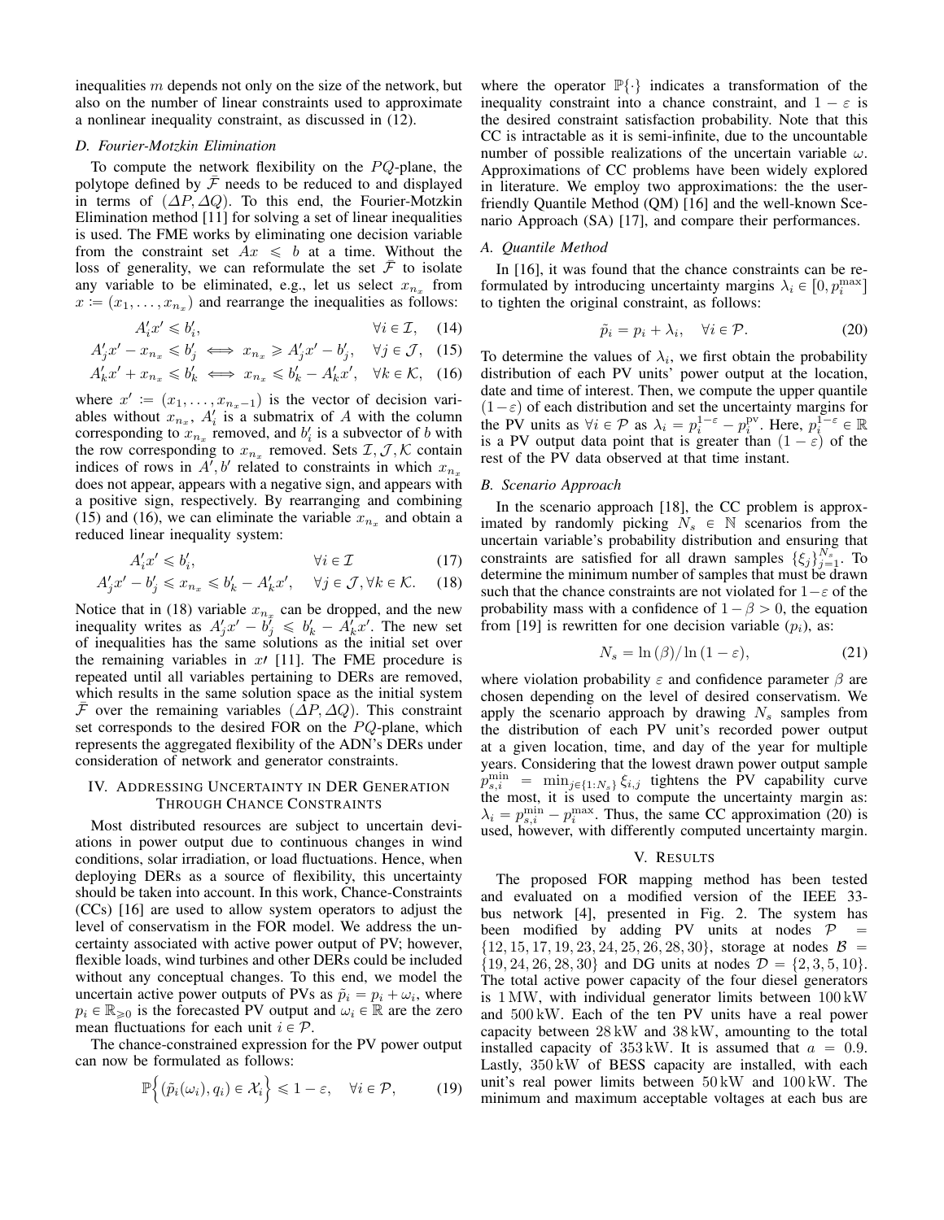inequalities $m$ depends not only on the size of the network, but also on the number of linear constraints used to approximate a nonlinear inequality constraint, as discussed in (12).

### D. Fourier-Motzkin Elimination

To compute the network flexibility on the $PQ$-plane, the polytope defined by $\bar{\mathcal{F}}$ needs to be reduced to and displayed in terms of $(\varDelta P, \varDelta Q)$. To this end, the Fourier-Motzkin Elimination method [11] for solving a set of linear inequalities is used. The FME works by eliminating one decision variable from the constraint set $Ax \leqslant b$ at a time. Without the loss of generality, we can reformulate the set $\bar{\mathcal{F}}$ to isolate any variable to be eliminated, e.g., let us select $x_{n_x}$ from $x := (x_1, \ldots, x_{n_x})$ and rearrange the inequalities as follows:

$$A'_i x' \leqslant b'_i, \qquad \forall i \in \mathcal{I}, \quad (14)$$

$$A'_j x' - x_{n_x} \leqslant b'_j \iff x_{n_x} \geqslant A'_j x' - b'_j, \quad \forall j \in \mathcal{J}, \quad (15)$$

$$A'_k x' + x_{n_x} \leqslant b'_k \iff x_{n_x} \leqslant b'_k - A'_k x', \quad \forall k \in \mathcal{K}, \quad (16)$$

where $x' := (x_1, \ldots, x_{n_x - 1})$ is the vector of decision variables without $x_{n_x}$, $A'_i$ is a submatrix of $A$ with the column corresponding to $x_{n_x}$ removed, and $b'_i$ is a subvector of $b$ with the row corresponding to $x_{n_x}$ removed. Sets $\mathcal{I}, \mathcal{J}, \mathcal{K}$ contain indices of rows in $A', b'$ related to constraints in which $x_{n_x}$ does not appear, appears with a negative sign, and appears with a positive sign, respectively. By rearranging and combining (15) and (16), we can eliminate the variable $x_{n_x}$ and obtain a reduced linear inequality system:

$$A'_i x' \leqslant b'_i, \qquad \forall i \in \mathcal{I} \quad (17)$$

$$A'_j x' - b'_j \leqslant x_{n_x} \leqslant b'_k - A'_k x', \quad \forall j \in \mathcal{J}, \forall k \in \mathcal{K}. \quad (18)$$

Notice that in (18) variable $x_{n_x}$ can be dropped, and the new inequality writes as $A'_j x' - b'_j \leqslant b'_k - A'_k x'$. The new set of inequalities has the same solutions as the initial set over the remaining variables in $x'$ [11]. The FME procedure is repeated until all variables pertaining to DERs are removed, which results in the same solution space as the initial system $\bar{\mathcal{F}}$ over the remaining variables $(\varDelta P, \varDelta Q)$. This constraint set corresponds to the desired FOR on the $PQ$-plane, which represents the aggregated flexibility of the ADN's DERs under consideration of network and generator constraints.

## IV. Addressing Uncertainty in DER Generation Through Chance Constraints

Most distributed resources are subject to uncertain deviations in power output due to continuous changes in wind conditions, solar irradiation, or load fluctuations. Hence, when deploying DERs as a source of flexibility, this uncertainty should be taken into account. In this work, Chance-Constraints (CCs) [16] are used to allow system operators to adjust the level of conservatism in the FOR model. We address the uncertainty associated with active power output of PV; however, flexible loads, wind turbines and other DERs could be included without any conceptual changes. To this end, we model the uncertain active power outputs of PVs as $\tilde{p}_i = p_i + \omega_i$, where $p_i \in \mathbb{R}_{\geqslant 0}$ is the forecasted PV output and $\omega_i \in \mathbb{R}$ are the zero mean fluctuations for each unit $i \in \mathcal{P}$.

The chance-constrained expression for the PV power output can now be formulated as follows:

$$\mathbb{P}\Big\{ (\tilde{p}_i(\omega_i), q_i) \in \mathcal{X}_i \Big\} \leqslant 1 - \varepsilon, \quad \forall i \in \mathcal{P}, \quad (19)$$

where the operator $\mathbb{P}\{\cdot\}$ indicates a transformation of the inequality constraint into a chance constraint, and $1 - \varepsilon$ is the desired constraint satisfaction probability. Note that this CC is intractable as it is semi-infinite, due to the uncountable number of possible realizations of the uncertain variable $\omega$. Approximations of CC problems have been widely explored in literature. We employ two approximations: the the user-friendly Quantile Method (QM) [16] and the well-known Scenario Approach (SA) [17], and compare their performances.

### A. Quantile Method

In [16], it was found that the chance constraints can be reformulated by introducing uncertainty margins $\lambda_i \in [0, p_i^{\max}]$ to tighten the original constraint, as follows:

$$\tilde{p}_i = p_i + \lambda_i, \quad \forall i \in \mathcal{P}. \quad (20)$$

To determine the values of $\lambda_i$, we first obtain the probability distribution of each PV units' power output at the location, date and time of interest. Then, we compute the upper quantile $(1 - \varepsilon)$ of each distribution and set the uncertainty margins for the PV units as $\forall i \in \mathcal{P}$ as $\lambda_i = p_i^{1-\varepsilon} - p_i^{\text{pv}}$. Here, $p_i^{1-\varepsilon} \in \mathbb{R}$ is a PV output data point that is greater than $(1 - \varepsilon)$ of the rest of the PV data observed at that time instant.

### B. Scenario Approach

In the scenario approach [18], the CC problem is approximated by randomly picking $N_s \in \mathbb{N}$ scenarios from the uncertain variable's probability distribution and ensuring that constraints are satisfied for all drawn samples $\{\xi_j\}_{j=1}^{N_s}$. To determine the minimum number of samples that must be drawn such that the chance constraints are not violated for $1 - \varepsilon$ of the probability mass with a confidence of $1 - \beta > 0$, the equation from [19] is rewritten for one decision variable ($p_i$), as:

$$N_s = \ln(\beta) / \ln(1 - \varepsilon), \quad (21)$$

where violation probability $\varepsilon$ and confidence parameter $\beta$ are chosen depending on the level of desired conservatism. We apply the scenario approach by drawing $N_s$ samples from the distribution of each PV unit's recorded power output at a given location, time, and day of the year for multiple years. Considering that the lowest drawn power output sample $p_{s,i}^{\min} = \min_{j \in \{1:N_s\}} \xi_{i,j}$ tightens the PV capability curve the most, it is used to compute the uncertainty margin as: $\lambda_i = p_{s,i}^{\min} - p_i^{\max}$. Thus, the same CC approximation (20) is used, however, with differently computed uncertainty margin.

## V. Results

The proposed FOR mapping method has been tested and evaluated on a modified version of the IEEE 33-bus network [4], presented in Fig. 2. The system has been modified by adding PV units at nodes $\mathcal{P} = \{12, 15, 17, 19, 23, 24, 25, 26, 28, 30\}$, storage at nodes $\mathcal{B} = \{19, 24, 26, 28, 30\}$ and DG units at nodes $\mathcal{D} = \{2, 3, 5, 10\}$. The total active power capacity of the four diesel generators is 1 MW, with individual generator limits between 100 kW and 500 kW. Each of the ten PV units have a real power capacity between 28 kW and 38 kW, amounting to the total installed capacity of 353 kW. It is assumed that $a = 0.9$. Lastly, 350 kW of BESS capacity are installed, with each unit's real power limits between 50 kW and 100 kW. The minimum and maximum acceptable voltages at each bus are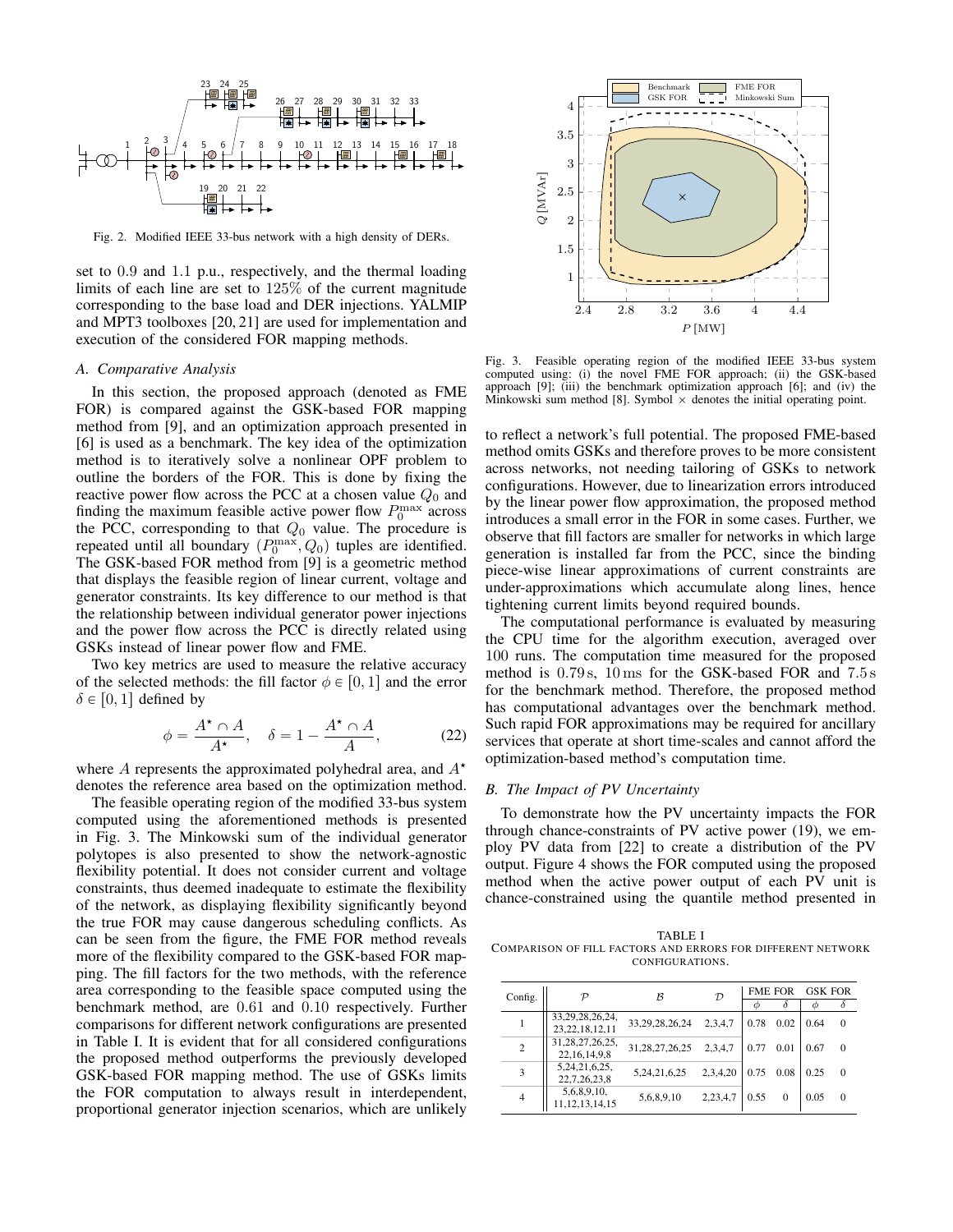Fig. 2. Modified IEEE 33-bus network with a high density of DERs.

set to 0.9 and 1.1 p.u., respectively, and the thermal loading limits of each line are set to 125% of the current magnitude corresponding to the base load and DER injections. YALMIP and MPT3 toolboxes [20, 21] are used for implementation and execution of the considered FOR mapping methods.

### A. Comparative Analysis

In this section, the proposed approach (denoted as FME FOR) is compared against the GSK-based FOR mapping method from [9], and an optimization approach presented in [6] is used as a benchmark. The key idea of the optimization method is to iteratively solve a nonlinear OPF problem to outline the borders of the FOR. This is done by fixing the reactive power flow across the PCC at a chosen value $Q_0$ and finding the maximum feasible active power flow $P_0^{\max}$ across the PCC, corresponding to that $Q_0$ value. The procedure is repeated until all boundary $(P_0^{\max}, Q_0)$ tuples are identified. The GSK-based FOR method from [9] is a geometric method that displays the feasible region of linear current, voltage and generator constraints. Its key difference to our method is that the relationship between individual generator power injections and the power flow across the PCC is directly related using GSKs instead of linear power flow and FME.

Two key metrics are used to measure the relative accuracy of the selected methods: the fill factor $\phi \in [0, 1]$ and the error $\delta \in [0, 1]$ defined by

$$\phi = \frac{A^\star \cap A}{A^\star}, \quad \delta = 1 - \frac{A^\star \cap A}{A}, \tag{22}$$

where $A$ represents the approximated polyhedral area, and $A^\star$ denotes the reference area based on the optimization method.

The feasible operating region of the modified 33-bus system computed using the aforementioned methods is presented in Fig. 3. The Minkowski sum of the individual generator polytopes is also presented to show the network-agnostic flexibility potential. It does not consider current and voltage constraints, thus deemed inadequate to estimate the flexibility of the network, as displaying flexibility significantly beyond the true FOR may cause dangerous scheduling conflicts. As can be seen from the figure, the FME FOR method reveals more of the flexibility compared to the GSK-based FOR mapping. The fill factors for the two methods, with the reference area corresponding to the feasible space computed using the benchmark method, are 0.61 and 0.10 respectively. Further comparisons for different network configurations are presented in Table I. It is evident that for all considered configurations the proposed method outperforms the previously developed GSK-based FOR mapping method. The use of GSKs limits the FOR computation to always result in interdependent, proportional generator injection scenarios, which are unlikely to reflect a network's full potential. The proposed FME-based method omits GSKs and therefore proves to be more consistent across networks, not needing tailoring of GSKs to network configurations. However, due to linearization errors introduced by the linear power flow approximation, the proposed method introduces a small error in the FOR in some cases. Further, we observe that fill factors are smaller for networks in which large generation is installed far from the PCC, since the binding piece-wise linear approximations of current constraints are under-approximations which accumulate along lines, hence tightening current limits beyond required bounds.

Fig. 3. Feasible operating region of the modified IEEE 33-bus system computed using: (i) the novel FME FOR approach; (ii) the GSK-based approach [9]; (iii) the benchmark optimization approach [6]; and (iv) the Minkowski sum method [8]. Symbol × denotes the initial operating point.

The computational performance is evaluated by measuring the CPU time for the algorithm execution, averaged over 100 runs. The computation time measured for the proposed method is 0.79 s, 10 ms for the GSK-based FOR and 7.5 s for the benchmark method. Therefore, the proposed method has computational advantages over the benchmark method. Such rapid FOR approximations may be required for ancillary services that operate at short time-scales and cannot afford the optimization-based method's computation time.

### B. The Impact of PV Uncertainty

To demonstrate how the PV uncertainty impacts the FOR through chance-constraints of PV active power (19), we employ PV data from [22] to create a distribution of the PV output. Figure 4 shows the FOR computed using the proposed method when the active power output of each PV unit is chance-constrained using the quantile method presented in

TABLE I
COMPARISON OF FILL FACTORS AND ERRORS FOR DIFFERENT NETWORK CONFIGURATIONS.

| Config. | $\mathcal{P}$ | $\mathcal{B}$ | $\mathcal{D}$ | FME FOR | | GSK FOR | |
|---|---|---|---|---|---|---|---|
| | | | | $\phi$ | $\delta$ | $\phi$ | $\delta$ |
| 1 | 33,29,28,26,24, 23,22,18,12,11 | 33,29,28,26,24 | 2,3,4,7 | 0.78 | 0.02 | 0.64 | 0 |
| 2 | 31,28,27,26,25, 22,16,14,9,8 | 31,28,27,26,25 | 2,3,4,7 | 0.77 | 0.01 | 0.67 | 0 |
| 3 | 5,24,21,6,25, 22,7,26,23,8 | 5,24,21,6,25 | 2,3,4,20 | 0.75 | 0.08 | 0.25 | 0 |
| 4 | 5,6,8,9,10, 11,12,13,14,15 | 5,6,8,9,10 | 2,23,4,7 | 0.55 | 0 | 0.05 | 0 |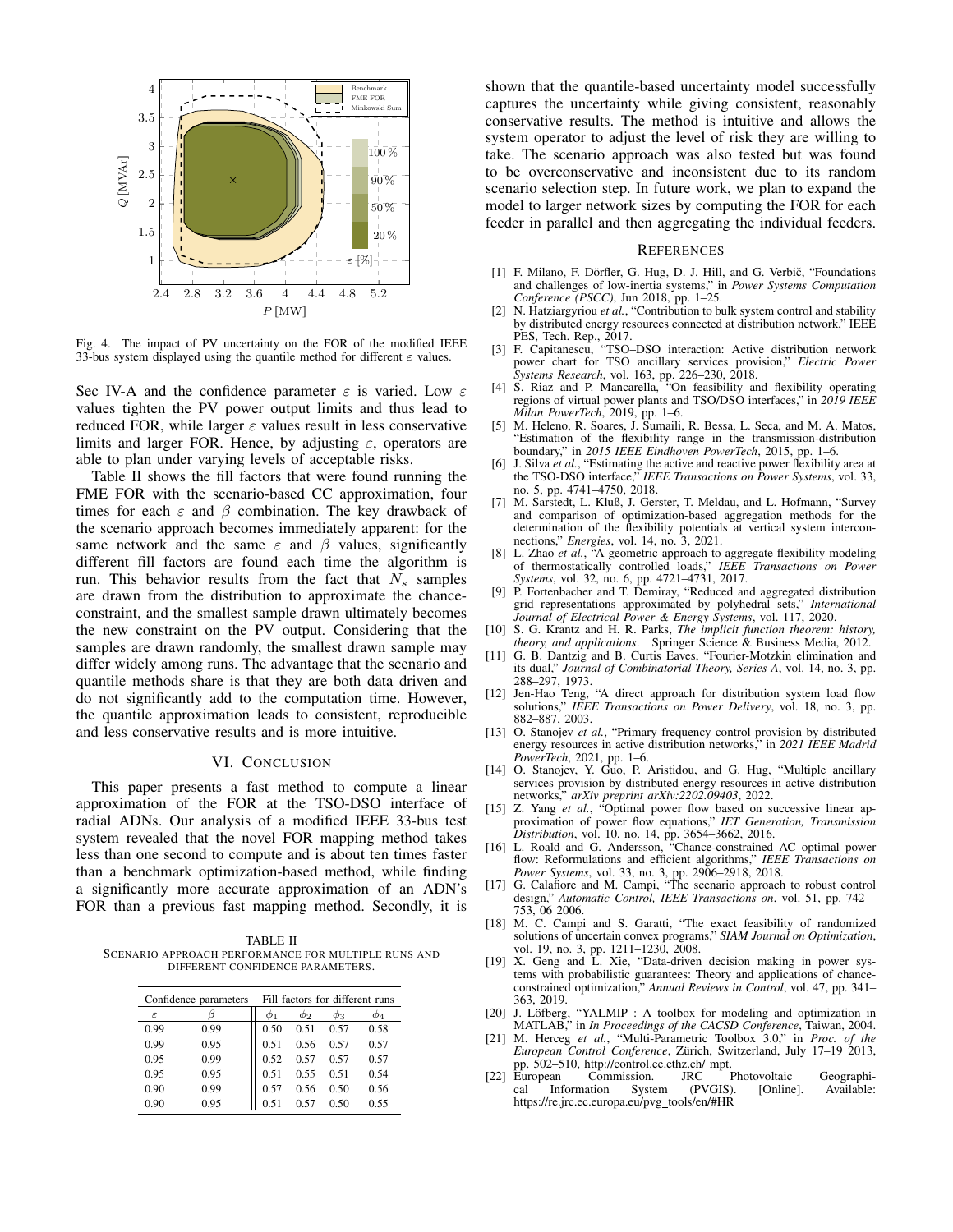4
3.5
3
2.5
2
1.5
1
2.4 2.8 3.2 3.6 4 4.4 4.8 5.2
$Q$ [MVAr]
$P$ [MW]
Benchmark
FME FOR
Minkowski Sum
100 %
90 %
50 %
20 %
$\varepsilon$ [%]

Fig. 4. The impact of PV uncertainty on the FOR of the modified IEEE 33-bus system displayed using the quantile method for different $\varepsilon$ values.

Sec IV-A and the confidence parameter $\varepsilon$ is varied. Low $\varepsilon$ values tighten the PV power output limits and thus lead to reduced FOR, while larger $\varepsilon$ values result in less conservative limits and larger FOR. Hence, by adjusting $\varepsilon$, operators are able to plan under varying levels of acceptable risks.

Table II shows the fill factors that were found running the FME FOR with the scenario-based CC approximation, four times for each $\varepsilon$ and $\beta$ combination. The key drawback of the scenario approach becomes immediately apparent: for the same network and the same $\varepsilon$ and $\beta$ values, significantly different fill factors are found each time the algorithm is run. This behavior results from the fact that $N_s$ samples are drawn from the distribution to approximate the chance-constraint, and the smallest sample drawn ultimately becomes the new constraint on the PV output. Considering that the samples are drawn randomly, the smallest drawn sample may differ widely among runs. The advantage that the scenario and quantile methods share is that they are both data driven and do not significantly add to the computation time. However, the quantile approximation leads to consistent, reproducible and less conservative results and is more intuitive.

## VI. Conclusion

This paper presents a fast method to compute a linear approximation of the FOR at the TSO-DSO interface of radial ADNs. Our analysis of a modified IEEE 33-bus test system revealed that the novel FOR mapping method takes less than one second to compute and is about ten times faster than a benchmark optimization-based method, while finding a significantly more accurate approximation of an ADN's FOR than a previous fast mapping method. Secondly, it is shown that the quantile-based uncertainty model successfully captures the uncertainty while giving consistent, reasonably conservative results. The method is intuitive and allows the system operator to adjust the level of risk they are willing to take. The scenario approach was also tested but was found to be overconservative and inconsistent due to its random scenario selection step. In future work, we plan to expand the model to larger network sizes by computing the FOR for each feeder in parallel and then aggregating the individual feeders.

TABLE II
Scenario approach performance for multiple runs and different confidence parameters.

| Confidence parameters | | Fill factors for different runs | | | |
|---|---|---|---|---|---|
| $\varepsilon$ | $\beta$ | $\phi_1$ | $\phi_2$ | $\phi_3$ | $\phi_4$ |
| 0.99 | 0.99 | 0.50 | 0.51 | 0.57 | 0.58 |
| 0.99 | 0.95 | 0.51 | 0.56 | 0.57 | 0.57 |
| 0.95 | 0.99 | 0.52 | 0.57 | 0.57 | 0.57 |
| 0.95 | 0.95 | 0.51 | 0.55 | 0.51 | 0.54 |
| 0.90 | 0.99 | 0.57 | 0.56 | 0.50 | 0.56 |
| 0.90 | 0.95 | 0.51 | 0.57 | 0.50 | 0.55 |

## References

[1] F. Milano, F. Dörfler, G. Hug, D. J. Hill, and G. Verbič, "Foundations and challenges of low-inertia systems," in *Power Systems Computation Conference (PSCC)*, Jun 2018, pp. 1–25.

[2] N. Hatziargyriou *et al.*, "Contribution to bulk system control and stability by distributed energy resources connected at distribution network," IEEE PES, Tech. Rep., 2017.

[3] F. Capitanescu, "TSO–DSO interaction: Active distribution network power chart for TSO ancillary services provision," *Electric Power Systems Research*, vol. 163, pp. 226–230, 2018.

[4] S. Riaz and P. Mancarella, "On feasibility and flexibility operating regions of virtual power plants and TSO/DSO interfaces," in *2019 IEEE Milan PowerTech*, 2019, pp. 1–6.

[5] M. Heleno, R. Soares, J. Sumaili, R. Bessa, L. Seca, and M. A. Matos, "Estimation of the flexibility range in the transmission-distribution boundary," in *2015 IEEE Eindhoven PowerTech*, 2015, pp. 1–6.

[6] J. Silva *et al.*, "Estimating the active and reactive power flexibility area at the TSO-DSO interface," *IEEE Transactions on Power Systems*, vol. 33, no. 5, pp. 4741–4750, 2018.

[7] M. Sarstedt, L. Kluß, J. Gerster, T. Meldau, and L. Hofmann, "Survey and comparison of optimization-based aggregation methods for the determination of the flexibility potentials at vertical system interconnections," *Energies*, vol. 14, no. 3, 2021.

[8] L. Zhao *et al.*, "A geometric approach to aggregate flexibility modeling of thermostatically controlled loads," *IEEE Transactions on Power Systems*, vol. 32, no. 6, pp. 4721–4731, 2017.

[9] P. Fortenbacher and T. Demiray, "Reduced and aggregated distribution grid representations approximated by polyhedral sets," *International Journal of Electrical Power & Energy Systems*, vol. 117, 2020.

[10] S. G. Krantz and H. R. Parks, *The implicit function theorem: history, theory, and applications*. Springer Science & Business Media, 2012.

[11] G. B. Dantzig and B. Curtis Eaves, "Fourier-Motzkin elimination and its dual," *Journal of Combinatorial Theory, Series A*, vol. 14, no. 3, pp. 288–297, 1973.

[12] Jen-Hao Teng, "A direct approach for distribution system load flow solutions," *IEEE Transactions on Power Delivery*, vol. 18, no. 3, pp. 882–887, 2003.

[13] O. Stanojev *et al.*, "Primary frequency control provision by distributed energy resources in active distribution networks," in *2021 IEEE Madrid PowerTech*, 2021, pp. 1–6.

[14] O. Stanojev, Y. Guo, P. Aristidou, and G. Hug, "Multiple ancillary services provision by distributed energy resources in active distribution networks," *arXiv preprint arXiv:2202.09403*, 2022.

[15] Z. Yang *et al.*, "Optimal power flow based on successive linear approximation of power flow equations," *IET Generation, Transmission Distribution*, vol. 10, no. 14, pp. 3654–3662, 2016.

[16] L. Roald and G. Andersson, "Chance-constrained AC optimal power flow: Reformulations and efficient algorithms," *IEEE Transactions on Power Systems*, vol. 33, no. 3, pp. 2906–2918, 2018.

[17] G. Calafiore and M. Campi, "The scenario approach to robust control design," *Automatic Control, IEEE Transactions on*, vol. 51, pp. 742 – 753, 06 2006.

[18] M. C. Campi and S. Garatti, "The exact feasibility of randomized solutions of uncertain convex programs," *SIAM Journal on Optimization*, vol. 19, no. 3, pp. 1211–1230, 2008.

[19] X. Geng and L. Xie, "Data-driven decision making in power systems with probabilistic guarantees: Theory and applications of chance-constrained optimization," *Annual Reviews in Control*, vol. 47, pp. 341–363, 2019.

[20] J. Löfberg, "YALMIP : A toolbox for modeling and optimization in MATLAB," in *In Proceedings of the CACSD Conference*, Taiwan, 2004.

[21] M. Herceg *et al.*, "Multi-Parametric Toolbox 3.0," in *Proc. of the European Control Conference*, Zürich, Switzerland, July 17–19 2013, pp. 502–510, http://control.ee.ethz.ch/ mpt.

[22] European Commission. JRC Photovoltaic Geographical Information System (PVGIS). [Online]. Available: https://re.jrc.ec.europa.eu/pvg_tools/en/#HR